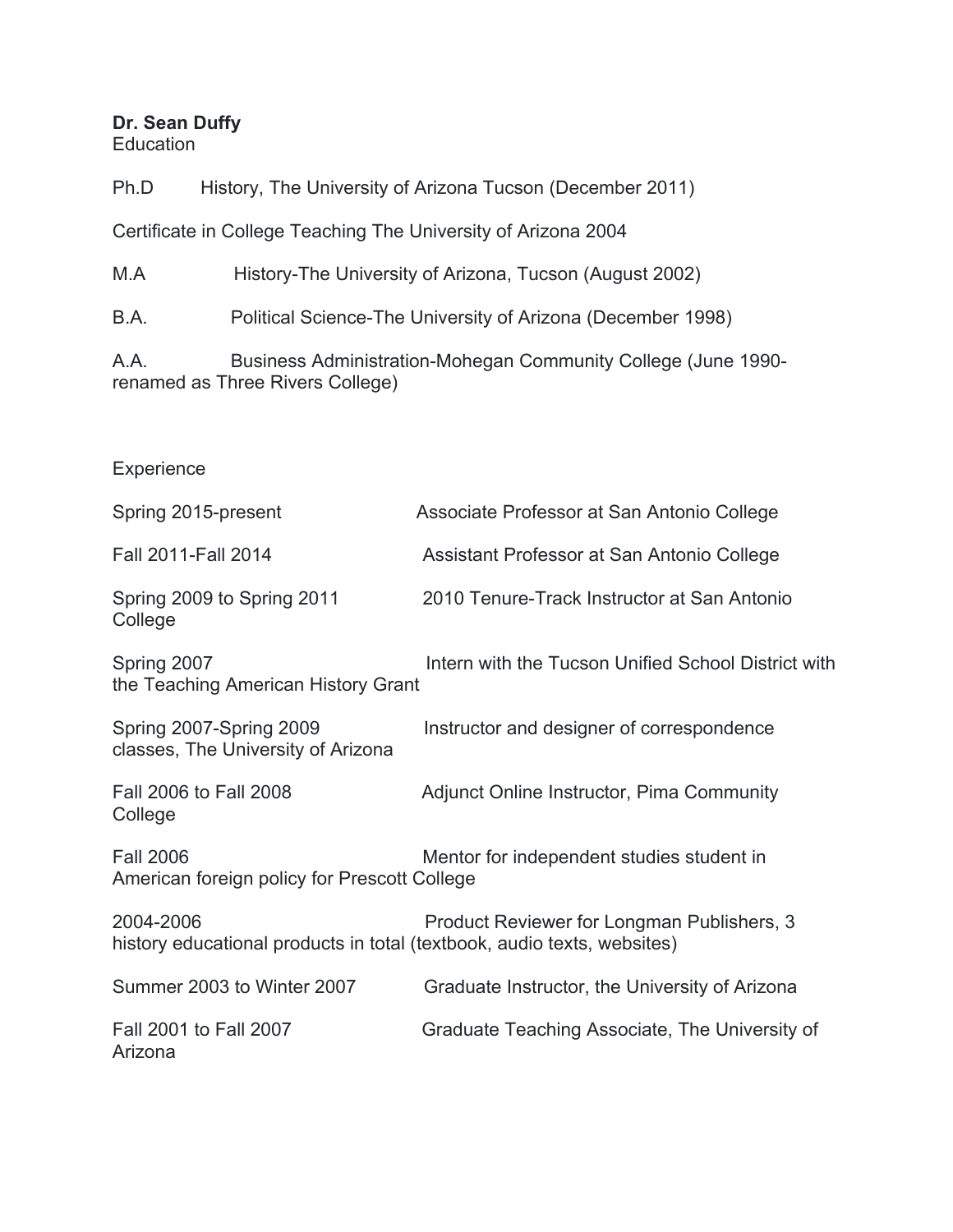**Dr. Sean Duffy**

Education

Ph.D History, The University of Arizona Tucson (December 2011)

Certificate in College Teaching The University of Arizona 2004

M.A History-The University of Arizona, Tucson (August 2002)

B.A. Political Science-The University of Arizona (December 1998)

A.A. Business Administration-Mohegan Community College (June 1990-renamed as Three Rivers College)

Experience

Spring 2015-present Associate Professor at San Antonio College

Fall 2011-Fall 2014 Assistant Professor at San Antonio College

Spring 2009 to Spring 2011 2010 Tenure-Track Instructor at San Antonio College

Spring 2007 Intern with the Tucson Unified School District with the Teaching American History Grant

Spring 2007-Spring 2009 Instructor and designer of correspondence classes, The University of Arizona

Fall 2006 to Fall 2008 Adjunct Online Instructor, Pima Community College

Fall 2006 Mentor for independent studies student in American foreign policy for Prescott College

2004-2006 Product Reviewer for Longman Publishers, 3 history educational products in total (textbook, audio texts, websites)

Summer 2003 to Winter 2007 Graduate Instructor, the University of Arizona

Fall 2001 to Fall 2007 Graduate Teaching Associate, The University of Arizona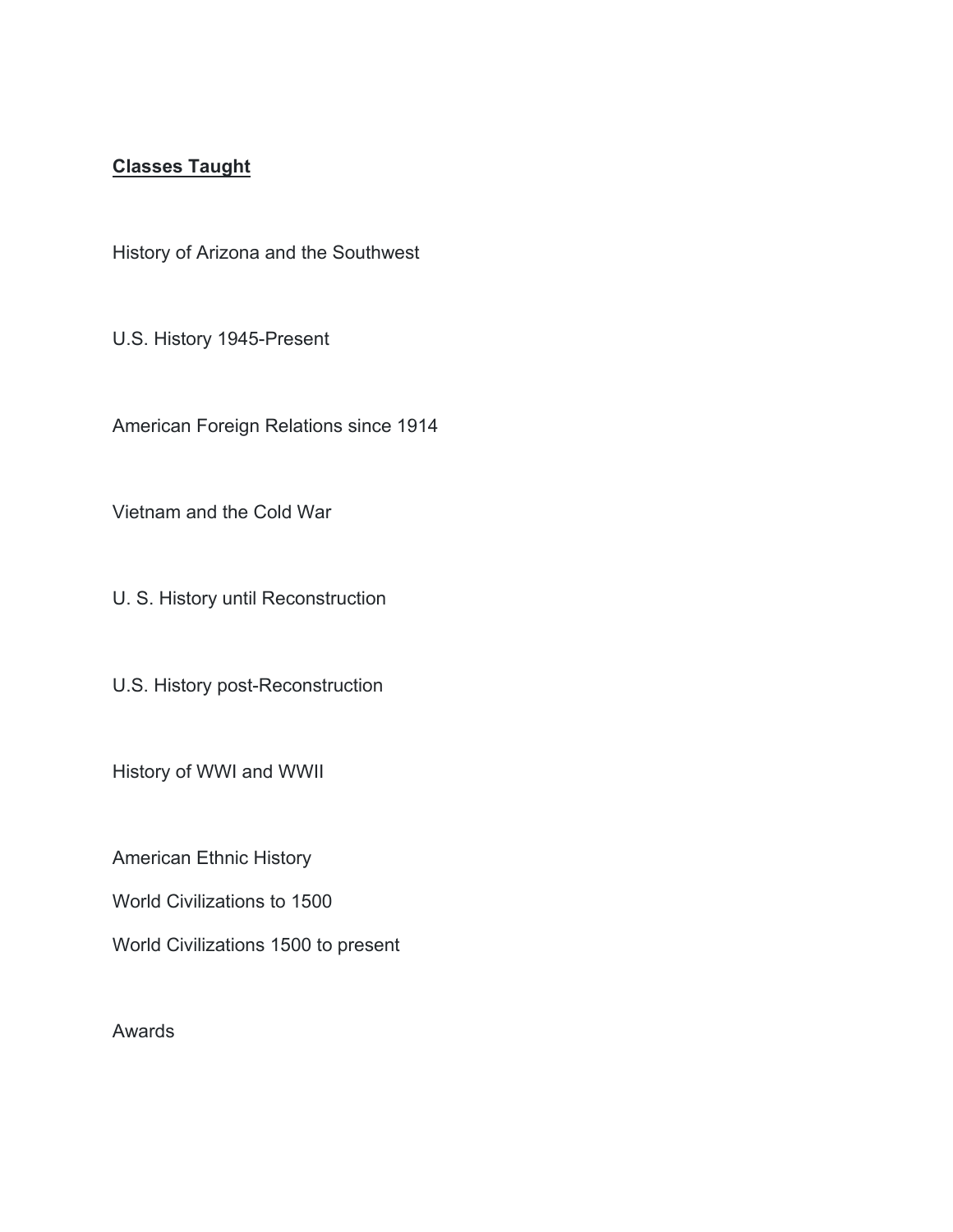**Classes Taught**

History of Arizona and the Southwest

U.S. History 1945-Present

American Foreign Relations since 1914

Vietnam and the Cold War

U. S. History until Reconstruction

U.S. History post-Reconstruction

History of WWI and WWII

American Ethnic History

World Civilizations to 1500

World Civilizations 1500 to present

Awards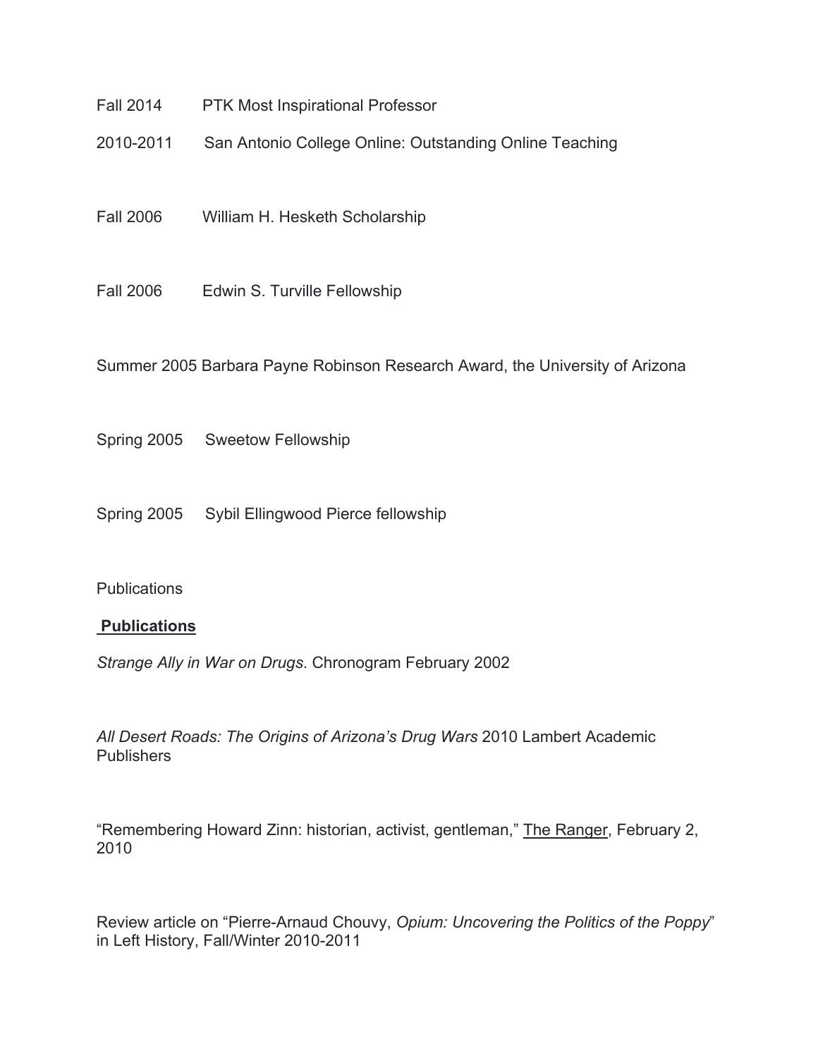Fall 2014 PTK Most Inspirational Professor

2010-2011 San Antonio College Online: Outstanding Online Teaching

Fall 2006 William H. Hesketh Scholarship

Fall 2006 Edwin S. Turville Fellowship

Summer 2005 Barbara Payne Robinson Research Award, the University of Arizona

Spring 2005 Sweetow Fellowship

Spring 2005 Sybil Ellingwood Pierce fellowship

Publications

**Publications**

*Strange Ally in War on Drugs*. Chronogram February 2002

*All Desert Roads: The Origins of Arizona's Drug Wars* 2010 Lambert Academic Publishers

"Remembering Howard Zinn: historian, activist, gentleman," The Ranger, February 2, 2010

Review article on "Pierre-Arnaud Chouvy, *Opium: Uncovering the Politics of the Poppy*" in Left History, Fall/Winter 2010-2011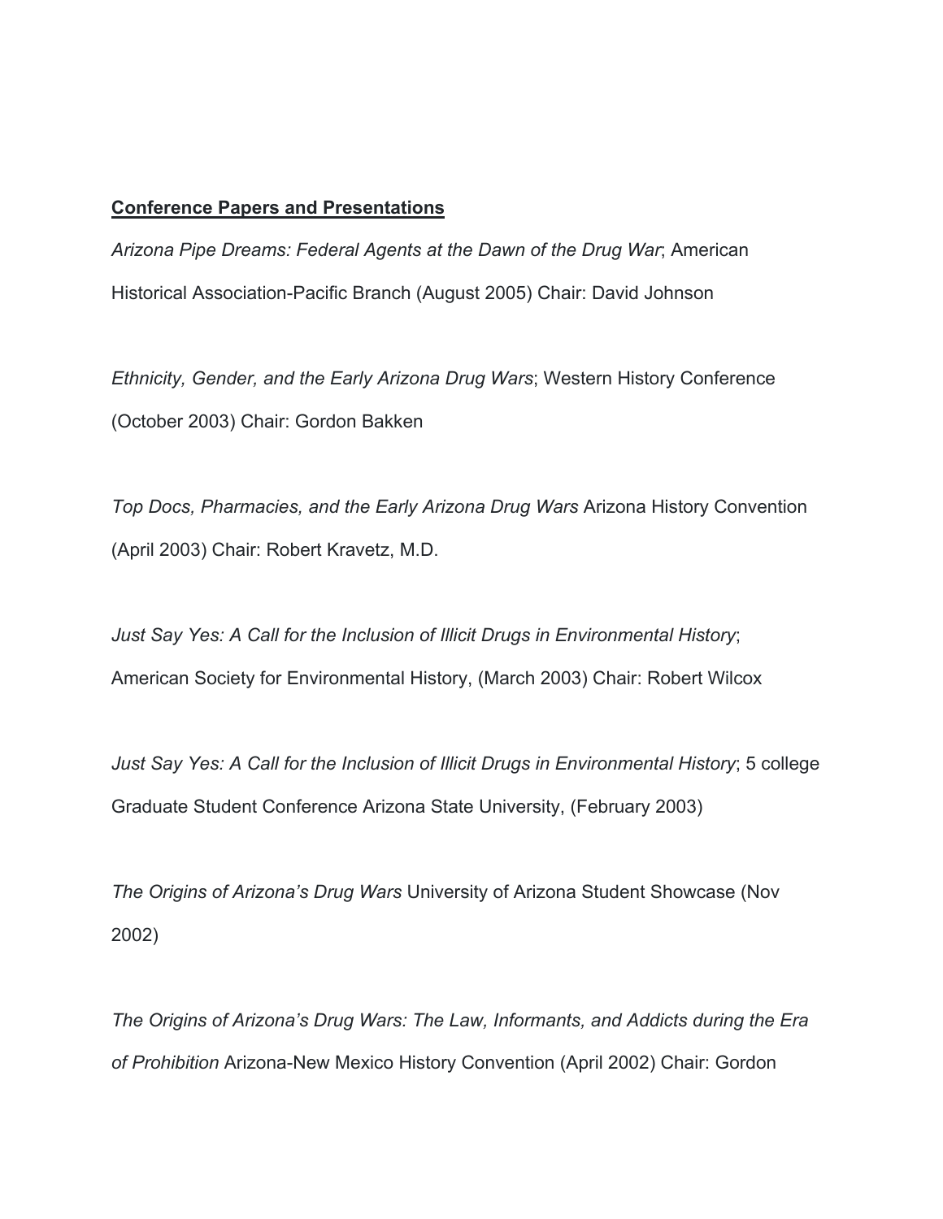**Conference Papers and Presentations**

*Arizona Pipe Dreams: Federal Agents at the Dawn of the Drug War*; American Historical Association-Pacific Branch (August 2005) Chair: David Johnson

*Ethnicity, Gender, and the Early Arizona Drug Wars*; Western History Conference (October 2003) Chair: Gordon Bakken

*Top Docs, Pharmacies, and the Early Arizona Drug Wars* Arizona History Convention (April 2003) Chair: Robert Kravetz, M.D.

*Just Say Yes: A Call for the Inclusion of Illicit Drugs in Environmental History*; American Society for Environmental History, (March 2003) Chair: Robert Wilcox

*Just Say Yes: A Call for the Inclusion of Illicit Drugs in Environmental History*; 5 college Graduate Student Conference Arizona State University, (February 2003)

*The Origins of Arizona's Drug Wars* University of Arizona Student Showcase (Nov 2002)

*The Origins of Arizona's Drug Wars: The Law, Informants, and Addicts during the Era of Prohibition* Arizona-New Mexico History Convention (April 2002) Chair: Gordon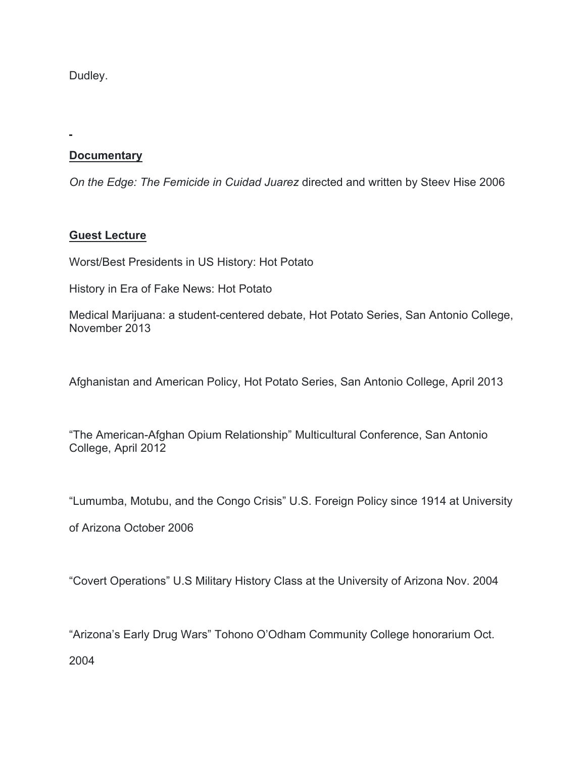Dudley.

-

**Documentary**

*On the Edge: The Femicide in Cuidad Juarez* directed and written by Steev Hise 2006

**Guest Lecture**

Worst/Best Presidents in US History: Hot Potato

History in Era of Fake News: Hot Potato

Medical Marijuana: a student-centered debate, Hot Potato Series, San Antonio College, November 2013

Afghanistan and American Policy, Hot Potato Series, San Antonio College, April 2013

"The American-Afghan Opium Relationship" Multicultural Conference, San Antonio College, April 2012

"Lumumba, Motubu, and the Congo Crisis" U.S. Foreign Policy since 1914 at University of Arizona October 2006

"Covert Operations" U.S Military History Class at the University of Arizona Nov. 2004

"Arizona's Early Drug Wars" Tohono O'Odham Community College honorarium Oct. 2004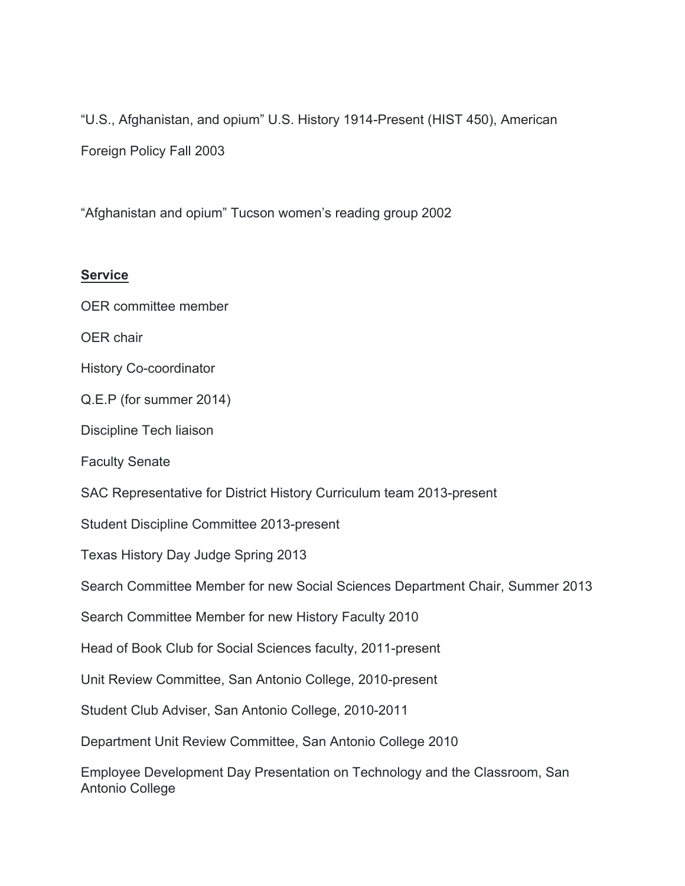“U.S., Afghanistan, and opium” U.S. History 1914-Present (HIST 450), American Foreign Policy Fall 2003

“Afghanistan and opium” Tucson women’s reading group 2002

**Service**

OER committee member

OER chair

History Co-coordinator

Q.E.P (for summer 2014)

Discipline Tech liaison

Faculty Senate

SAC Representative for District History Curriculum team 2013-present

Student Discipline Committee 2013-present

Texas History Day Judge Spring 2013

Search Committee Member for new Social Sciences Department Chair, Summer 2013

Search Committee Member for new History Faculty 2010

Head of Book Club for Social Sciences faculty, 2011-present

Unit Review Committee, San Antonio College, 2010-present

Student Club Adviser, San Antonio College, 2010-2011

Department Unit Review Committee, San Antonio College 2010

Employee Development Day Presentation on Technology and the Classroom, San Antonio College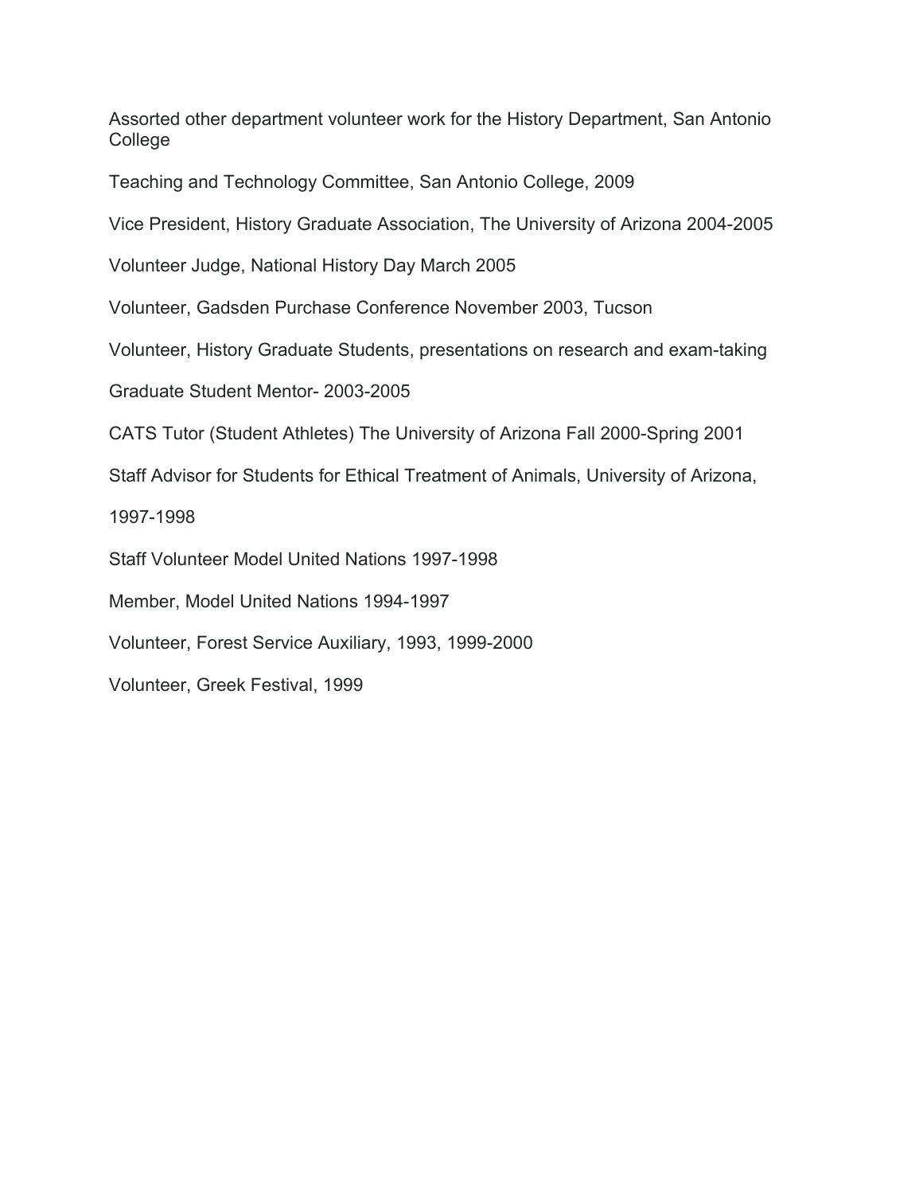Assorted other department volunteer work for the History Department, San Antonio College

Teaching and Technology Committee, San Antonio College, 2009

Vice President, History Graduate Association, The University of Arizona 2004-2005

Volunteer Judge, National History Day March 2005

Volunteer, Gadsden Purchase Conference November 2003, Tucson

Volunteer, History Graduate Students, presentations on research and exam-taking

Graduate Student Mentor- 2003-2005

CATS Tutor (Student Athletes) The University of Arizona Fall 2000-Spring 2001

Staff Advisor for Students for Ethical Treatment of Animals, University of Arizona,

1997-1998

Staff Volunteer Model United Nations 1997-1998

Member, Model United Nations 1994-1997

Volunteer, Forest Service Auxiliary, 1993, 1999-2000

Volunteer, Greek Festival, 1999